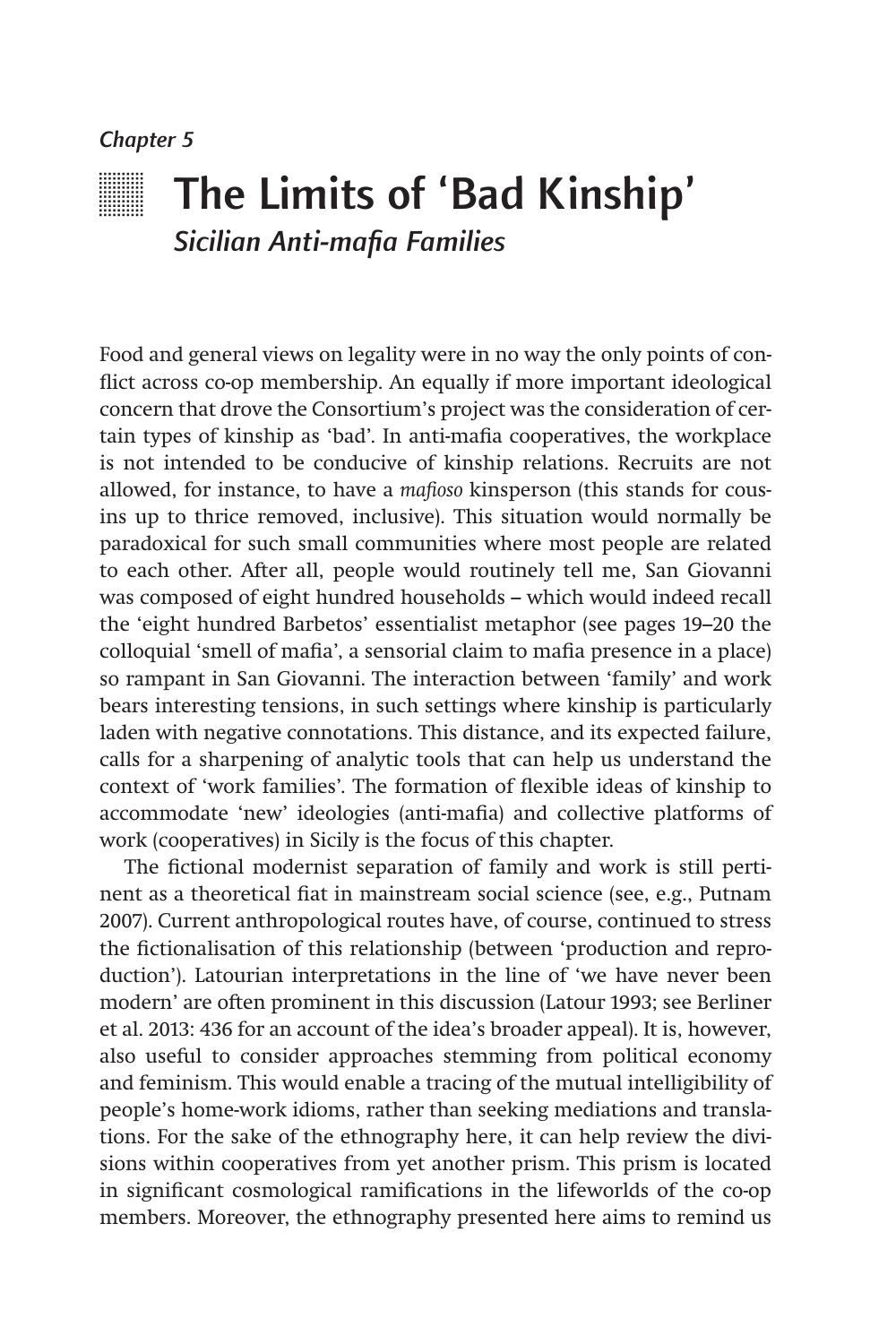*Chapter 5*

# The Limits of 'Bad Kinship'

## *Sicilian Anti-mafia Families*

Food and general views on legality were in no way the only points of conflict across co-op membership. An equally if more important ideological concern that drove the Consortium's project was the consideration of certain types of kinship as 'bad'. In anti-mafia cooperatives, the workplace is not intended to be conducive of kinship relations. Recruits are not allowed, for instance, to have a *mafioso* kinsperson (this stands for cousins up to thrice removed, inclusive). This situation would normally be paradoxical for such small communities where most people are related to each other. After all, people would routinely tell me, San Giovanni was composed of eight hundred households – which would indeed recall the 'eight hundred Barbetos' essentialist metaphor (see pages 19–20 the colloquial 'smell of mafia', a sensorial claim to mafia presence in a place) so rampant in San Giovanni. The interaction between 'family' and work bears interesting tensions, in such settings where kinship is particularly laden with negative connotations. This distance, and its expected failure, calls for a sharpening of analytic tools that can help us understand the context of 'work families'. The formation of flexible ideas of kinship to accommodate 'new' ideologies (anti-mafia) and collective platforms of work (cooperatives) in Sicily is the focus of this chapter.

The fictional modernist separation of family and work is still pertinent as a theoretical fiat in mainstream social science (see, e.g., Putnam 2007). Current anthropological routes have, of course, continued to stress the fictionalisation of this relationship (between 'production and reproduction'). Latourian interpretations in the line of 'we have never been modern' are often prominent in this discussion (Latour 1993; see Berliner et al. 2013: 436 for an account of the idea's broader appeal). It is, however, also useful to consider approaches stemming from political economy and feminism. This would enable a tracing of the mutual intelligibility of people's home-work idioms, rather than seeking mediations and translations. For the sake of the ethnography here, it can help review the divisions within cooperatives from yet another prism. This prism is located in significant cosmological ramifications in the lifeworlds of the co-op members. Moreover, the ethnography presented here aims to remind us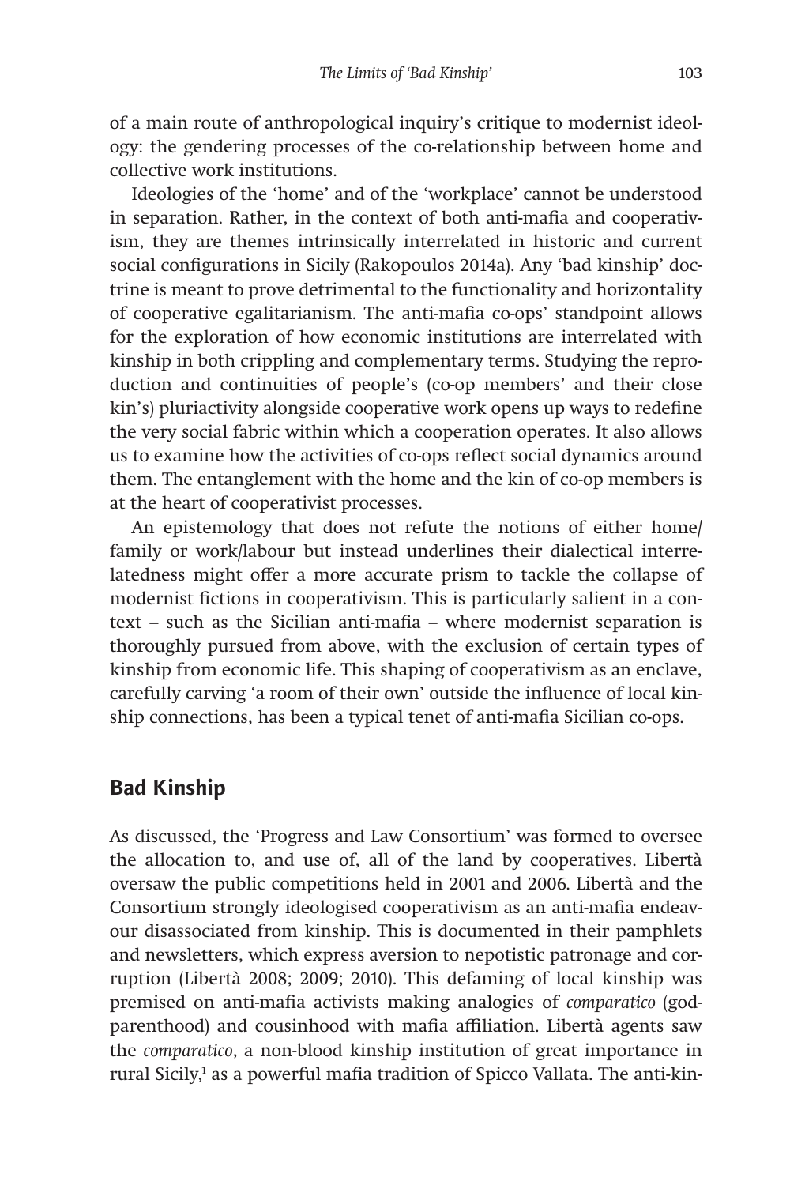of a main route of anthropological inquiry's critique to modernist ideology: the gendering processes of the co-relationship between home and collective work institutions.

Ideologies of the 'home' and of the 'workplace' cannot be understood in separation. Rather, in the context of both anti-mafia and cooperativism, they are themes intrinsically interrelated in historic and current social configurations in Sicily (Rakopoulos 2014a). Any 'bad kinship' doctrine is meant to prove detrimental to the functionality and horizontality of cooperative egalitarianism. The anti-mafia co-ops' standpoint allows for the exploration of how economic institutions are interrelated with kinship in both crippling and complementary terms. Studying the reproduction and continuities of people's (co-op members' and their close kin's) pluriactivity alongside cooperative work opens up ways to redefine the very social fabric within which a cooperation operates. It also allows us to examine how the activities of co-ops reflect social dynamics around them. The entanglement with the home and the kin of co-op members is at the heart of cooperativist processes.

An epistemology that does not refute the notions of either home/family or work/labour but instead underlines their dialectical interrelatedness might offer a more accurate prism to tackle the collapse of modernist fictions in cooperativism. This is particularly salient in a context – such as the Sicilian anti-mafia – where modernist separation is thoroughly pursued from above, with the exclusion of certain types of kinship from economic life. This shaping of cooperativism as an enclave, carefully carving 'a room of their own' outside the influence of local kinship connections, has been a typical tenet of anti-mafia Sicilian co-ops.

## Bad Kinship

As discussed, the 'Progress and Law Consortium' was formed to oversee the allocation to, and use of, all of the land by cooperatives. Libertà oversaw the public competitions held in 2001 and 2006. Libertà and the Consortium strongly ideologised cooperativism as an anti-mafia endeavour disassociated from kinship. This is documented in their pamphlets and newsletters, which express aversion to nepotistic patronage and corruption (Libertà 2008; 2009; 2010). This defaming of local kinship was premised on anti-mafia activists making analogies of *comparatico* (godparenthood) and cousinhood with mafia affiliation. Libertà agents saw the *comparatico*, a non-blood kinship institution of great importance in rural Sicily,[1] as a powerful mafia tradition of Spicco Vallata. The anti-kin-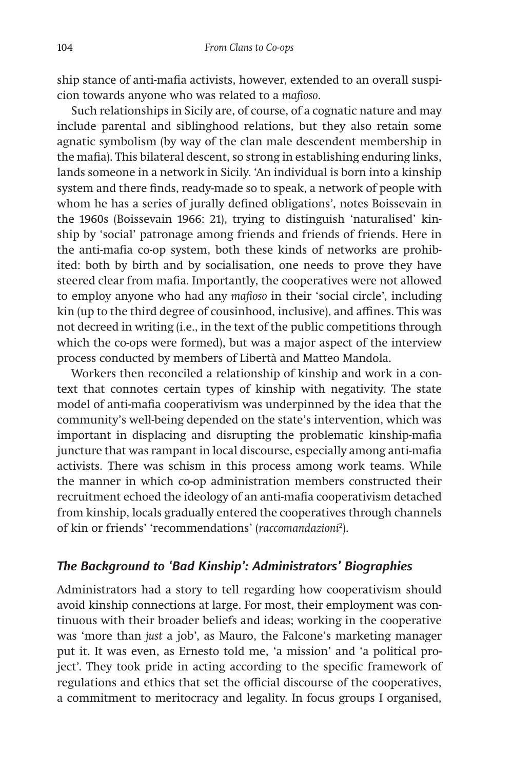ship stance of anti-mafia activists, however, extended to an overall suspicion towards anyone who was related to a *mafioso*.

Such relationships in Sicily are, of course, of a cognatic nature and may include parental and siblinghood relations, but they also retain some agnatic symbolism (by way of the clan male descendent membership in the mafia). This bilateral descent, so strong in establishing enduring links, lands someone in a network in Sicily. 'An individual is born into a kinship system and there finds, ready-made so to speak, a network of people with whom he has a series of jurally defined obligations', notes Boissevain in the 1960s (Boissevain 1966: 21), trying to distinguish 'naturalised' kinship by 'social' patronage among friends and friends of friends. Here in the anti-mafia co-op system, both these kinds of networks are prohibited: both by birth and by socialisation, one needs to prove they have steered clear from mafia. Importantly, the cooperatives were not allowed to employ anyone who had any *mafioso* in their 'social circle', including kin (up to the third degree of cousinhood, inclusive), and affines. This was not decreed in writing (i.e., in the text of the public competitions through which the co-ops were formed), but was a major aspect of the interview process conducted by members of Libertà and Matteo Mandola.

Workers then reconciled a relationship of kinship and work in a context that connotes certain types of kinship with negativity. The state model of anti-mafia cooperativism was underpinned by the idea that the community's well-being depended on the state's intervention, which was important in displacing and disrupting the problematic kinship-mafia juncture that was rampant in local discourse, especially among anti-mafia activists. There was schism in this process among work teams. While the manner in which co-op administration members constructed their recruitment echoed the ideology of an anti-mafia cooperativism detached from kinship, locals gradually entered the cooperatives through channels of kin or friends' 'recommendations' (*raccomandazioni*[2]).

## *The Background to 'Bad Kinship': Administrators' Biographies*

Administrators had a story to tell regarding how cooperativism should avoid kinship connections at large. For most, their employment was continuous with their broader beliefs and ideas; working in the cooperative was 'more than *just* a job', as Mauro, the Falcone's marketing manager put it. It was even, as Ernesto told me, 'a mission' and 'a political project'. They took pride in acting according to the specific framework of regulations and ethics that set the official discourse of the cooperatives, a commitment to meritocracy and legality. In focus groups I organised,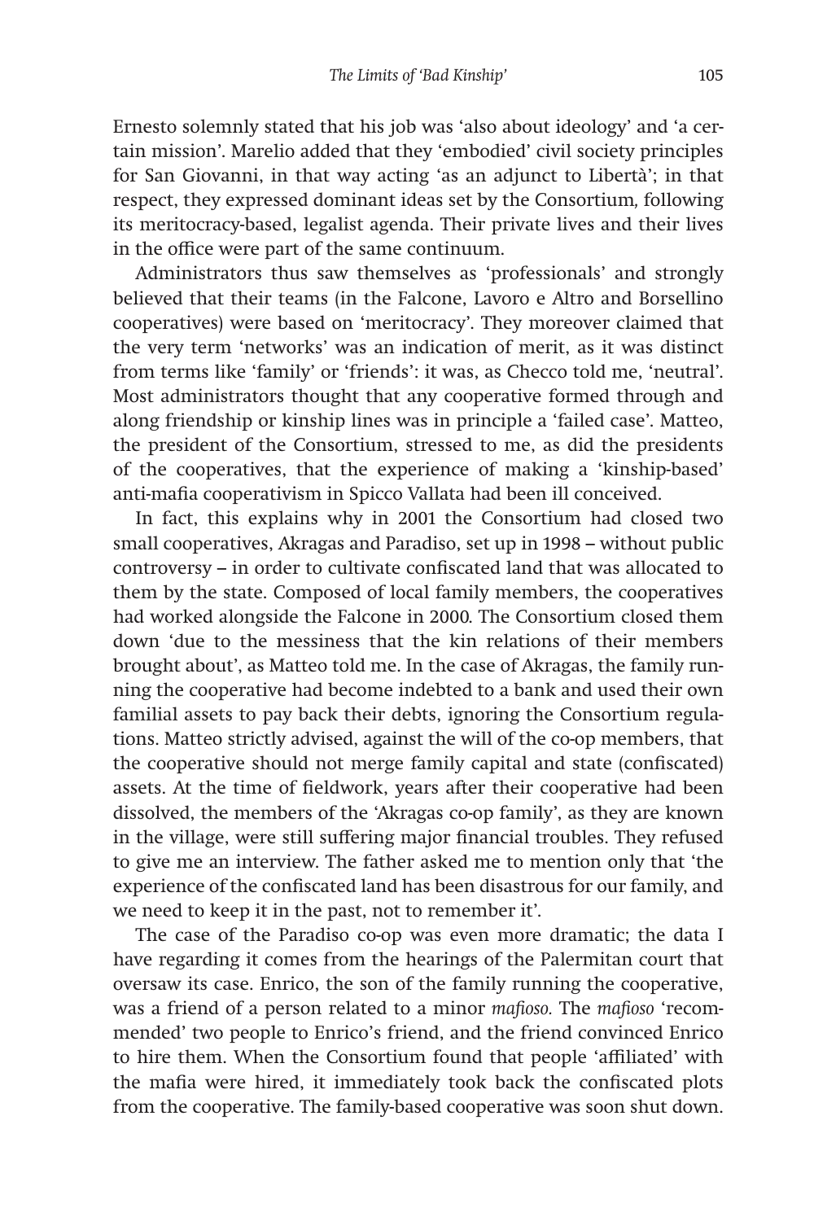Ernesto solemnly stated that his job was 'also about ideology' and 'a certain mission'. Marelio added that they 'embodied' civil society principles for San Giovanni, in that way acting 'as an adjunct to Libertà'; in that respect, they expressed dominant ideas set by the Consortium, following its meritocracy-based, legalist agenda. Their private lives and their lives in the office were part of the same continuum.

Administrators thus saw themselves as 'professionals' and strongly believed that their teams (in the Falcone, Lavoro e Altro and Borsellino cooperatives) were based on 'meritocracy'. They moreover claimed that the very term 'networks' was an indication of merit, as it was distinct from terms like 'family' or 'friends': it was, as Checco told me, 'neutral'. Most administrators thought that any cooperative formed through and along friendship or kinship lines was in principle a 'failed case'. Matteo, the president of the Consortium, stressed to me, as did the presidents of the cooperatives, that the experience of making a 'kinship-based' anti-mafia cooperativism in Spicco Vallata had been ill conceived.

In fact, this explains why in 2001 the Consortium had closed two small cooperatives, Akragas and Paradiso, set up in 1998 – without public controversy – in order to cultivate confiscated land that was allocated to them by the state. Composed of local family members, the cooperatives had worked alongside the Falcone in 2000. The Consortium closed them down 'due to the messiness that the kin relations of their members brought about', as Matteo told me. In the case of Akragas, the family running the cooperative had become indebted to a bank and used their own familial assets to pay back their debts, ignoring the Consortium regulations. Matteo strictly advised, against the will of the co-op members, that the cooperative should not merge family capital and state (confiscated) assets. At the time of fieldwork, years after their cooperative had been dissolved, the members of the 'Akragas co-op family', as they are known in the village, were still suffering major financial troubles. They refused to give me an interview. The father asked me to mention only that 'the experience of the confiscated land has been disastrous for our family, and we need to keep it in the past, not to remember it'.

The case of the Paradiso co-op was even more dramatic; the data I have regarding it comes from the hearings of the Palermitan court that oversaw its case. Enrico, the son of the family running the cooperative, was a friend of a person related to a minor *mafioso*. The *mafioso* 'recommended' two people to Enrico's friend, and the friend convinced Enrico to hire them. When the Consortium found that people 'affiliated' with the mafia were hired, it immediately took back the confiscated plots from the cooperative. The family-based cooperative was soon shut down.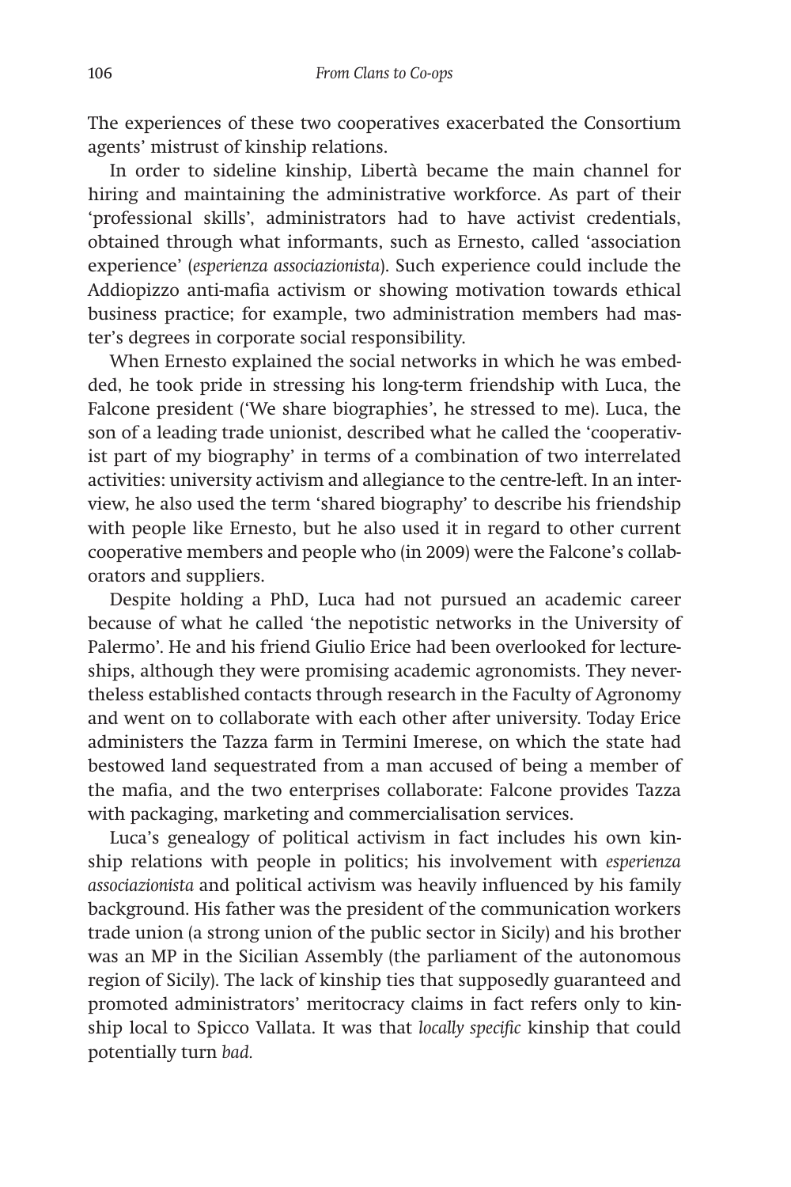The experiences of these two cooperatives exacerbated the Consortium agents' mistrust of kinship relations.

In order to sideline kinship, Libertà became the main channel for hiring and maintaining the administrative workforce. As part of their 'professional skills', administrators had to have activist credentials, obtained through what informants, such as Ernesto, called 'association experience' (*esperienza associazionista*). Such experience could include the Addiopizzo anti-mafia activism or showing motivation towards ethical business practice; for example, two administration members had master's degrees in corporate social responsibility.

When Ernesto explained the social networks in which he was embedded, he took pride in stressing his long-term friendship with Luca, the Falcone president ('We share biographies', he stressed to me). Luca, the son of a leading trade unionist, described what he called the 'cooperativist part of my biography' in terms of a combination of two interrelated activities: university activism and allegiance to the centre-left. In an interview, he also used the term 'shared biography' to describe his friendship with people like Ernesto, but he also used it in regard to other current cooperative members and people who (in 2009) were the Falcone's collaborators and suppliers.

Despite holding a PhD, Luca had not pursued an academic career because of what he called 'the nepotistic networks in the University of Palermo'. He and his friend Giulio Erice had been overlooked for lectureships, although they were promising academic agronomists. They nevertheless established contacts through research in the Faculty of Agronomy and went on to collaborate with each other after university. Today Erice administers the Tazza farm in Termini Imerese, on which the state had bestowed land sequestrated from a man accused of being a member of the mafia, and the two enterprises collaborate: Falcone provides Tazza with packaging, marketing and commercialisation services.

Luca's genealogy of political activism in fact includes his own kinship relations with people in politics; his involvement with *esperienza associazionista* and political activism was heavily influenced by his family background. His father was the president of the communication workers trade union (a strong union of the public sector in Sicily) and his brother was an MP in the Sicilian Assembly (the parliament of the autonomous region of Sicily). The lack of kinship ties that supposedly guaranteed and promoted administrators' meritocracy claims in fact refers only to kinship local to Spicco Vallata. It was that *locally specific* kinship that could potentially turn *bad.*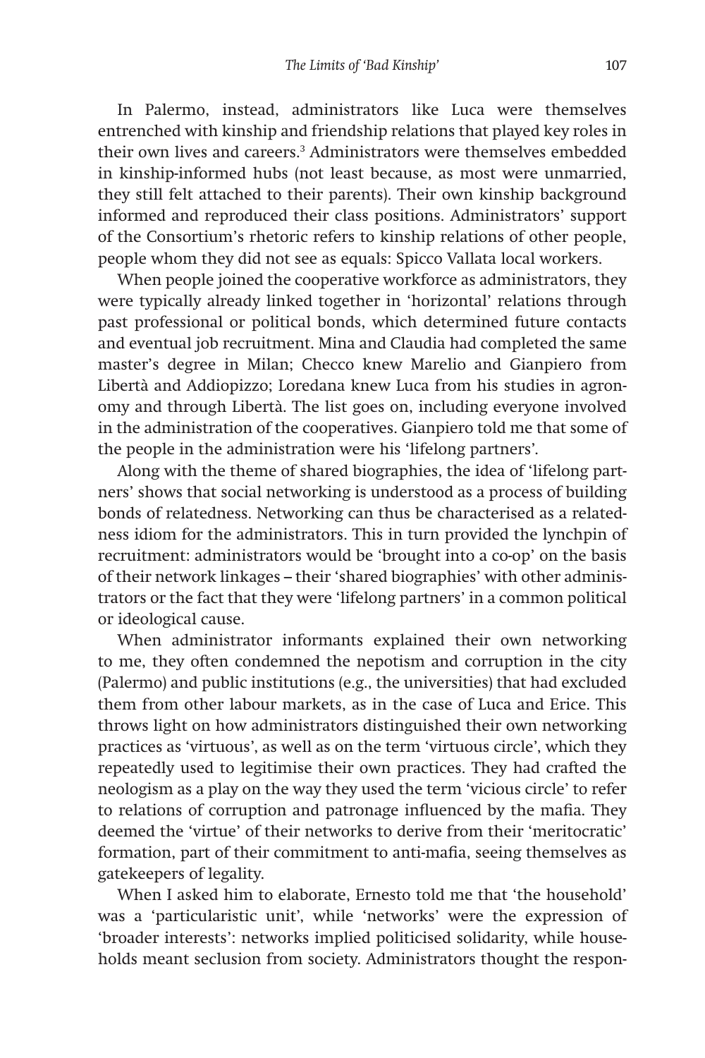In Palermo, instead, administrators like Luca were themselves entrenched with kinship and friendship relations that played key roles in their own lives and careers.[3] Administrators were themselves embedded in kinship-informed hubs (not least because, as most were unmarried, they still felt attached to their parents). Their own kinship background informed and reproduced their class positions. Administrators' support of the Consortium's rhetoric refers to kinship relations of other people, people whom they did not see as equals: Spicco Vallata local workers.

When people joined the cooperative workforce as administrators, they were typically already linked together in 'horizontal' relations through past professional or political bonds, which determined future contacts and eventual job recruitment. Mina and Claudia had completed the same master's degree in Milan; Checco knew Marelio and Gianpiero from Libertà and Addiopizzo; Loredana knew Luca from his studies in agronomy and through Libertà. The list goes on, including everyone involved in the administration of the cooperatives. Gianpiero told me that some of the people in the administration were his 'lifelong partners'.

Along with the theme of shared biographies, the idea of 'lifelong partners' shows that social networking is understood as a process of building bonds of relatedness. Networking can thus be characterised as a relatedness idiom for the administrators. This in turn provided the lynchpin of recruitment: administrators would be 'brought into a co-op' on the basis of their network linkages – their 'shared biographies' with other administrators or the fact that they were 'lifelong partners' in a common political or ideological cause.

When administrator informants explained their own networking to me, they often condemned the nepotism and corruption in the city (Palermo) and public institutions (e.g., the universities) that had excluded them from other labour markets, as in the case of Luca and Erice. This throws light on how administrators distinguished their own networking practices as 'virtuous', as well as on the term 'virtuous circle', which they repeatedly used to legitimise their own practices. They had crafted the neologism as a play on the way they used the term 'vicious circle' to refer to relations of corruption and patronage influenced by the mafia. They deemed the 'virtue' of their networks to derive from their 'meritocratic' formation, part of their commitment to anti-mafia, seeing themselves as gatekeepers of legality.

When I asked him to elaborate, Ernesto told me that 'the household' was a 'particularistic unit', while 'networks' were the expression of 'broader interests': networks implied politicised solidarity, while households meant seclusion from society. Administrators thought the respon-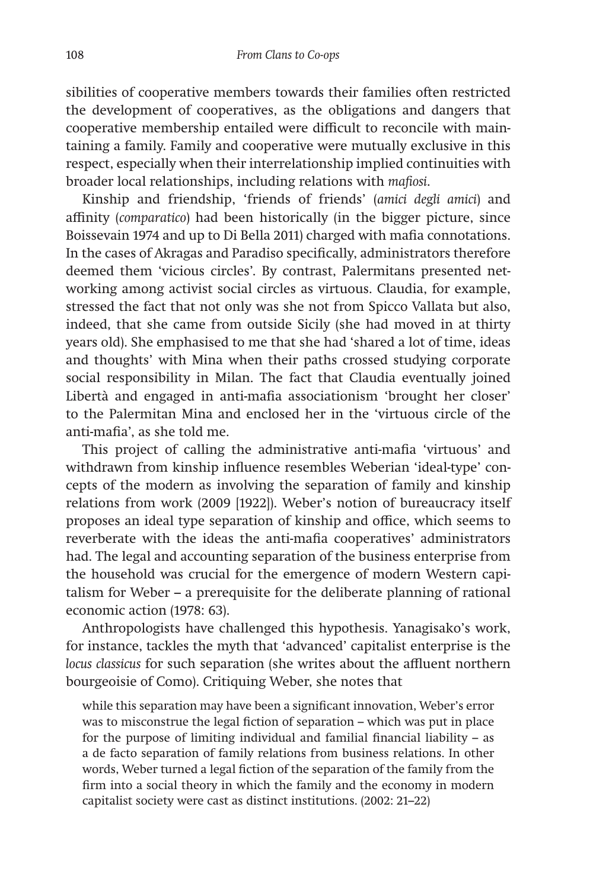sibilities of cooperative members towards their families often restricted the development of cooperatives, as the obligations and dangers that cooperative membership entailed were difficult to reconcile with maintaining a family. Family and cooperative were mutually exclusive in this respect, especially when their interrelationship implied continuities with broader local relationships, including relations with *mafiosi*.

Kinship and friendship, 'friends of friends' (*amici degli amici*) and affinity (*comparatico*) had been historically (in the bigger picture, since Boissevain 1974 and up to Di Bella 2011) charged with mafia connotations. In the cases of Akragas and Paradiso specifically, administrators therefore deemed them 'vicious circles'. By contrast, Palermitans presented networking among activist social circles as virtuous. Claudia, for example, stressed the fact that not only was she not from Spicco Vallata but also, indeed, that she came from outside Sicily (she had moved in at thirty years old). She emphasised to me that she had 'shared a lot of time, ideas and thoughts' with Mina when their paths crossed studying corporate social responsibility in Milan. The fact that Claudia eventually joined Libertà and engaged in anti-mafia associationism 'brought her closer' to the Palermitan Mina and enclosed her in the 'virtuous circle of the anti-mafia', as she told me.

This project of calling the administrative anti-mafia 'virtuous' and withdrawn from kinship influence resembles Weberian 'ideal-type' concepts of the modern as involving the separation of family and kinship relations from work (2009 [1922]). Weber's notion of bureaucracy itself proposes an ideal type separation of kinship and office, which seems to reverberate with the ideas the anti-mafia cooperatives' administrators had. The legal and accounting separation of the business enterprise from the household was crucial for the emergence of modern Western capitalism for Weber – a prerequisite for the deliberate planning of rational economic action (1978: 63).

Anthropologists have challenged this hypothesis. Yanagisako's work, for instance, tackles the myth that 'advanced' capitalist enterprise is the *locus classicus* for such separation (she writes about the affluent northern bourgeoisie of Como). Critiquing Weber, she notes that

> while this separation may have been a significant innovation, Weber's error was to misconstrue the legal fiction of separation – which was put in place for the purpose of limiting individual and familial financial liability – as a de facto separation of family relations from business relations. In other words, Weber turned a legal fiction of the separation of the family from the firm into a social theory in which the family and the economy in modern capitalist society were cast as distinct institutions. (2002: 21–22)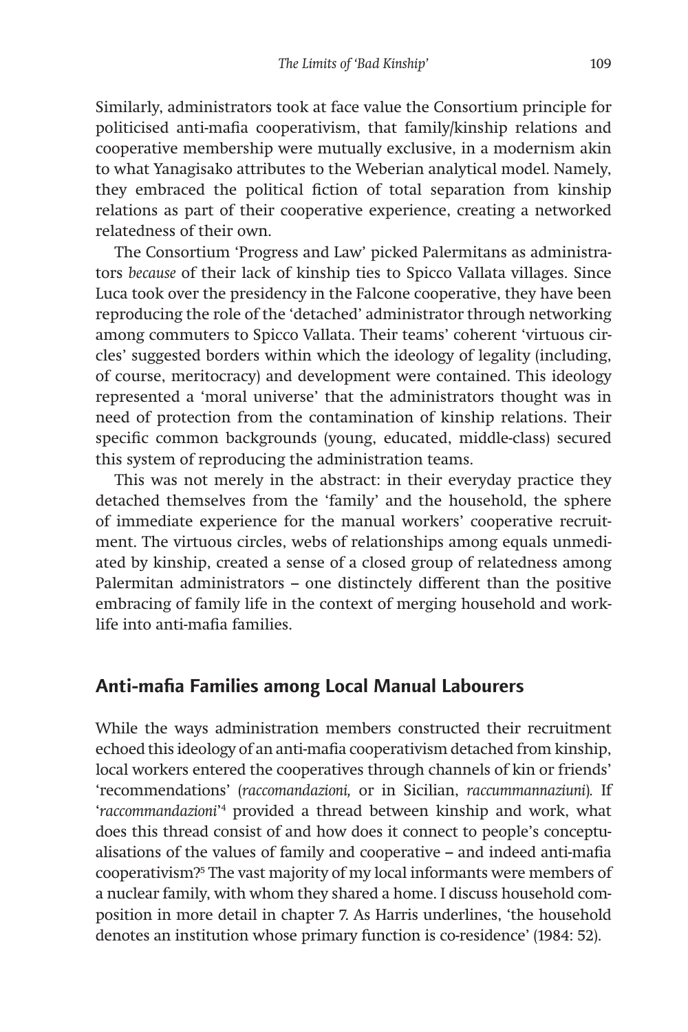Similarly, administrators took at face value the Consortium principle for politicised anti-mafia cooperativism, that family/kinship relations and cooperative membership were mutually exclusive, in a modernism akin to what Yanagisako attributes to the Weberian analytical model. Namely, they embraced the political fiction of total separation from kinship relations as part of their cooperative experience, creating a networked relatedness of their own.

The Consortium 'Progress and Law' picked Palermitans as administrators *because* of their lack of kinship ties to Spicco Vallata villages. Since Luca took over the presidency in the Falcone cooperative, they have been reproducing the role of the 'detached' administrator through networking among commuters to Spicco Vallata. Their teams' coherent 'virtuous circles' suggested borders within which the ideology of legality (including, of course, meritocracy) and development were contained. This ideology represented a 'moral universe' that the administrators thought was in need of protection from the contamination of kinship relations. Their specific common backgrounds (young, educated, middle-class) secured this system of reproducing the administration teams.

This was not merely in the abstract: in their everyday practice they detached themselves from the 'family' and the household, the sphere of immediate experience for the manual workers' cooperative recruitment. The virtuous circles, webs of relationships among equals unmediated by kinship, created a sense of a closed group of relatedness among Palermitan administrators – one distinctely different than the positive embracing of family life in the context of merging household and work-life into anti-mafia families.

## Anti-mafia Families among Local Manual Labourers

While the ways administration members constructed their recruitment echoed this ideology of an anti-mafia cooperativism detached from kinship, local workers entered the cooperatives through channels of kin or friends' 'recommendations' (*raccomandazioni,* or in Sicilian, *raccummannaziuni*). If '*raccommandazioni*'[4] provided a thread between kinship and work, what does this thread consist of and how does it connect to people's conceptualisations of the values of family and cooperative – and indeed anti-mafia cooperativism?[5] The vast majority of my local informants were members of a nuclear family, with whom they shared a home. I discuss household composition in more detail in chapter 7. As Harris underlines, 'the household denotes an institution whose primary function is co-residence' (1984: 52).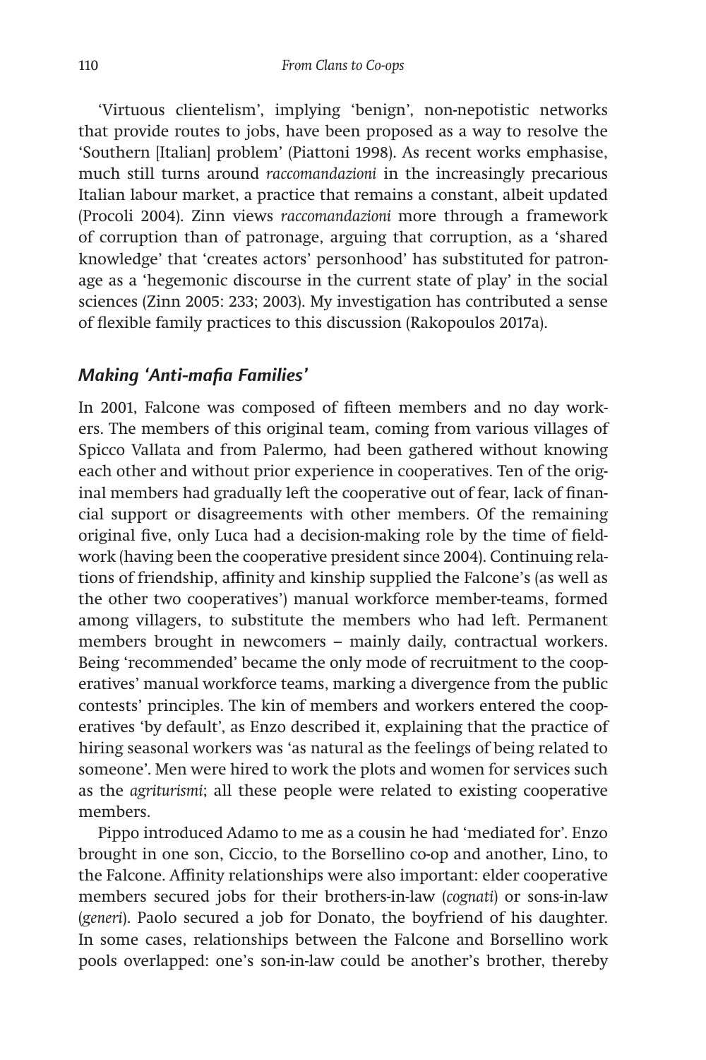'Virtuous clientelism', implying 'benign', non-nepotistic networks that provide routes to jobs, have been proposed as a way to resolve the 'Southern [Italian] problem' (Piattoni 1998). As recent works emphasise, much still turns around *raccomandazioni* in the increasingly precarious Italian labour market, a practice that remains a constant, albeit updated (Procoli 2004). Zinn views *raccomandazioni* more through a framework of corruption than of patronage, arguing that corruption, as a 'shared knowledge' that 'creates actors' personhood' has substituted for patronage as a 'hegemonic discourse in the current state of play' in the social sciences (Zinn 2005: 233; 2003). My investigation has contributed a sense of flexible family practices to this discussion (Rakopoulos 2017a).

## *Making 'Anti-mafia Families'*

In 2001, Falcone was composed of fifteen members and no day workers. The members of this original team, coming from various villages of Spicco Vallata and from Palermo, had been gathered without knowing each other and without prior experience in cooperatives. Ten of the original members had gradually left the cooperative out of fear, lack of financial support or disagreements with other members. Of the remaining original five, only Luca had a decision-making role by the time of fieldwork (having been the cooperative president since 2004). Continuing relations of friendship, affinity and kinship supplied the Falcone's (as well as the other two cooperatives') manual workforce member-teams, formed among villagers, to substitute the members who had left. Permanent members brought in newcomers – mainly daily, contractual workers. Being 'recommended' became the only mode of recruitment to the cooperatives' manual workforce teams, marking a divergence from the public contests' principles. The kin of members and workers entered the cooperatives 'by default', as Enzo described it, explaining that the practice of hiring seasonal workers was 'as natural as the feelings of being related to someone'. Men were hired to work the plots and women for services such as the *agriturismi*; all these people were related to existing cooperative members.

Pippo introduced Adamo to me as a cousin he had 'mediated for'. Enzo brought in one son, Ciccio, to the Borsellino co-op and another, Lino, to the Falcone. Affinity relationships were also important: elder cooperative members secured jobs for their brothers-in-law (*cognati*) or sons-in-law (*generi*). Paolo secured a job for Donato, the boyfriend of his daughter. In some cases, relationships between the Falcone and Borsellino work pools overlapped: one's son-in-law could be another's brother, thereby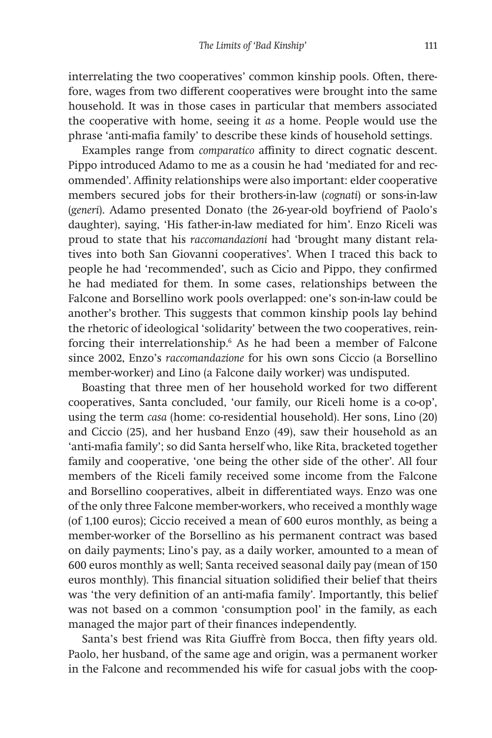interrelating the two cooperatives' common kinship pools. Often, therefore, wages from two different cooperatives were brought into the same household. It was in those cases in particular that members associated the cooperative with home, seeing it *as* a home. People would use the phrase 'anti-mafia family' to describe these kinds of household settings.

Examples range from *comparatico* affinity to direct cognatic descent. Pippo introduced Adamo to me as a cousin he had 'mediated for and recommended'. Affinity relationships were also important: elder cooperative members secured jobs for their brothers-in-law (*cognati*) or sons-in-law (*generi*). Adamo presented Donato (the 26-year-old boyfriend of Paolo's daughter), saying, 'His father-in-law mediated for him'. Enzo Riceli was proud to state that his *raccomandazioni* had 'brought many distant relatives into both San Giovanni cooperatives'. When I traced this back to people he had 'recommended', such as Cicio and Pippo, they confirmed he had mediated for them. In some cases, relationships between the Falcone and Borsellino work pools overlapped: one's son-in-law could be another's brother. This suggests that common kinship pools lay behind the rhetoric of ideological 'solidarity' between the two cooperatives, reinforcing their interrelationship.[6] As he had been a member of Falcone since 2002, Enzo's *raccomandazione* for his own sons Ciccio (a Borsellino member-worker) and Lino (a Falcone daily worker) was undisputed.

Boasting that three men of her household worked for two different cooperatives, Santa concluded, 'our family, our Riceli home is a co-op', using the term *casa* (home: co-residential household). Her sons, Lino (20) and Ciccio (25), and her husband Enzo (49), saw their household as an 'anti-mafia family'; so did Santa herself who, like Rita, bracketed together family and cooperative, 'one being the other side of the other'. All four members of the Riceli family received some income from the Falcone and Borsellino cooperatives, albeit in differentiated ways. Enzo was one of the only three Falcone member-workers, who received a monthly wage (of 1,100 euros); Ciccio received a mean of 600 euros monthly, as being a member-worker of the Borsellino as his permanent contract was based on daily payments; Lino's pay, as a daily worker, amounted to a mean of 600 euros monthly as well; Santa received seasonal daily pay (mean of 150 euros monthly). This financial situation solidified their belief that theirs was 'the very definition of an anti-mafia family'. Importantly, this belief was not based on a common 'consumption pool' in the family, as each managed the major part of their finances independently.

Santa's best friend was Rita Giuffrè from Bocca, then fifty years old. Paolo, her husband, of the same age and origin, was a permanent worker in the Falcone and recommended his wife for casual jobs with the coop-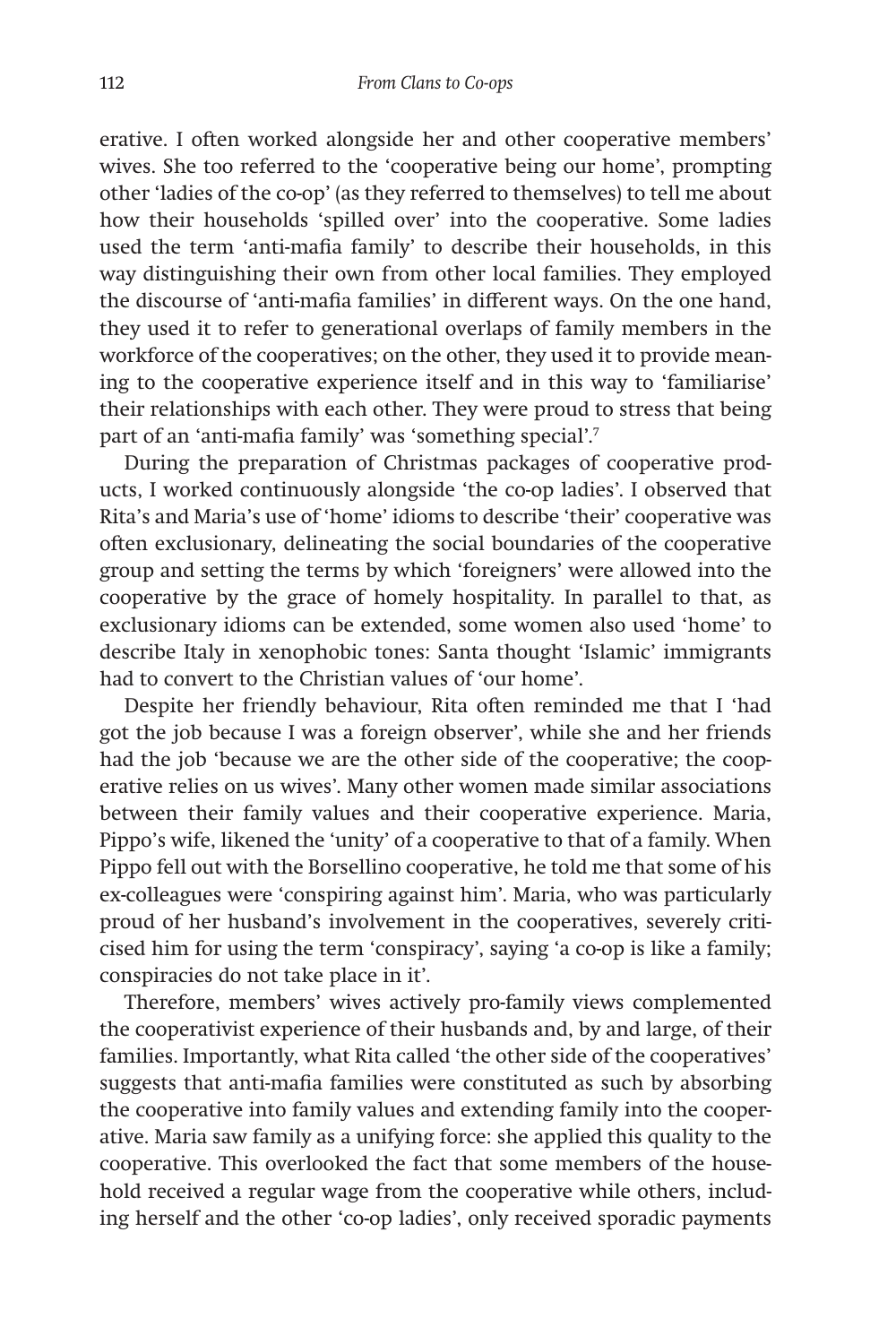erative. I often worked alongside her and other cooperative members' wives. She too referred to the 'cooperative being our home', prompting other 'ladies of the co-op' (as they referred to themselves) to tell me about how their households 'spilled over' into the cooperative. Some ladies used the term 'anti-mafia family' to describe their households, in this way distinguishing their own from other local families. They employed the discourse of 'anti-mafia families' in different ways. On the one hand, they used it to refer to generational overlaps of family members in the workforce of the cooperatives; on the other, they used it to provide meaning to the cooperative experience itself and in this way to 'familiarise' their relationships with each other. They were proud to stress that being part of an 'anti-mafia family' was 'something special'.[7]

During the preparation of Christmas packages of cooperative products, I worked continuously alongside 'the co-op ladies'. I observed that Rita's and Maria's use of 'home' idioms to describe 'their' cooperative was often exclusionary, delineating the social boundaries of the cooperative group and setting the terms by which 'foreigners' were allowed into the cooperative by the grace of homely hospitality. In parallel to that, as exclusionary idioms can be extended, some women also used 'home' to describe Italy in xenophobic tones: Santa thought 'Islamic' immigrants had to convert to the Christian values of 'our home'.

Despite her friendly behaviour, Rita often reminded me that I 'had got the job because I was a foreign observer', while she and her friends had the job 'because we are the other side of the cooperative; the cooperative relies on us wives'. Many other women made similar associations between their family values and their cooperative experience. Maria, Pippo's wife, likened the 'unity' of a cooperative to that of a family. When Pippo fell out with the Borsellino cooperative, he told me that some of his ex-colleagues were 'conspiring against him'. Maria, who was particularly proud of her husband's involvement in the cooperatives, severely criticised him for using the term 'conspiracy', saying 'a co-op is like a family; conspiracies do not take place in it'.

Therefore, members' wives actively pro-family views complemented the cooperativist experience of their husbands and, by and large, of their families. Importantly, what Rita called 'the other side of the cooperatives' suggests that anti-mafia families were constituted as such by absorbing the cooperative into family values and extending family into the cooperative. Maria saw family as a unifying force: she applied this quality to the cooperative. This overlooked the fact that some members of the household received a regular wage from the cooperative while others, including herself and the other 'co-op ladies', only received sporadic payments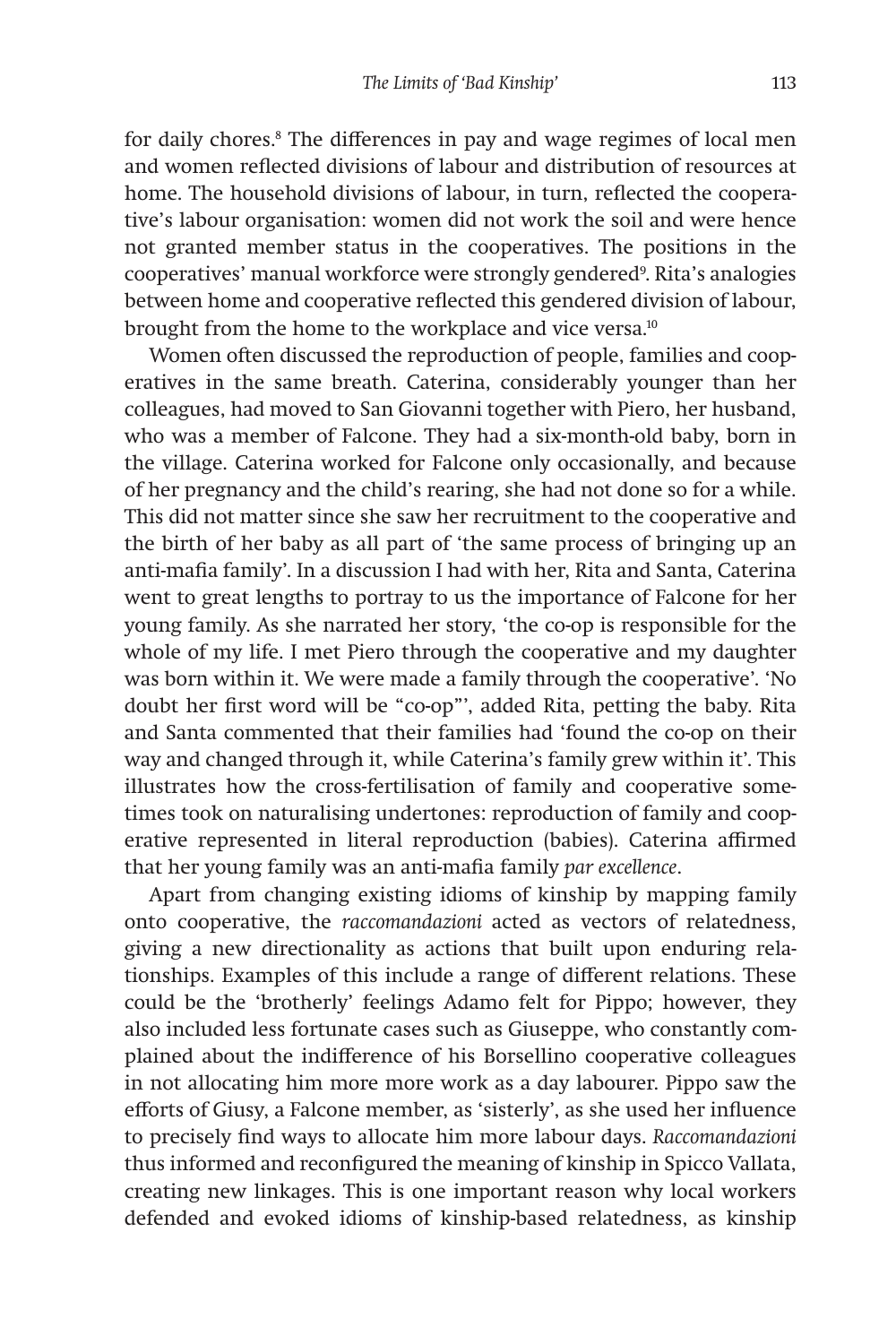for daily chores.[8] The differences in pay and wage regimes of local men and women reflected divisions of labour and distribution of resources at home. The household divisions of labour, in turn, reflected the cooperative's labour organisation: women did not work the soil and were hence not granted member status in the cooperatives. The positions in the cooperatives' manual workforce were strongly gendered[9]. Rita's analogies between home and cooperative reflected this gendered division of labour, brought from the home to the workplace and vice versa.[10]

Women often discussed the reproduction of people, families and cooperatives in the same breath. Caterina, considerably younger than her colleagues, had moved to San Giovanni together with Piero, her husband, who was a member of Falcone. They had a six-month-old baby, born in the village. Caterina worked for Falcone only occasionally, and because of her pregnancy and the child's rearing, she had not done so for a while. This did not matter since she saw her recruitment to the cooperative and the birth of her baby as all part of 'the same process of bringing up an anti-mafia family'. In a discussion I had with her, Rita and Santa, Caterina went to great lengths to portray to us the importance of Falcone for her young family. As she narrated her story, 'the co-op is responsible for the whole of my life. I met Piero through the cooperative and my daughter was born within it. We were made a family through the cooperative'. 'No doubt her first word will be "co-op"', added Rita, petting the baby. Rita and Santa commented that their families had 'found the co-op on their way and changed through it, while Caterina's family grew within it'. This illustrates how the cross-fertilisation of family and cooperative sometimes took on naturalising undertones: reproduction of family and cooperative represented in literal reproduction (babies). Caterina affirmed that her young family was an anti-mafia family *par excellence*.

Apart from changing existing idioms of kinship by mapping family onto cooperative, the *raccomandazioni* acted as vectors of relatedness, giving a new directionality as actions that built upon enduring relationships. Examples of this include a range of different relations. These could be the 'brotherly' feelings Adamo felt for Pippo; however, they also included less fortunate cases such as Giuseppe, who constantly complained about the indifference of his Borsellino cooperative colleagues in not allocating him more more work as a day labourer. Pippo saw the efforts of Giusy, a Falcone member, as 'sisterly', as she used her influence to precisely find ways to allocate him more labour days. *Raccomandazioni* thus informed and reconfigured the meaning of kinship in Spicco Vallata, creating new linkages. This is one important reason why local workers defended and evoked idioms of kinship-based relatedness, as kinship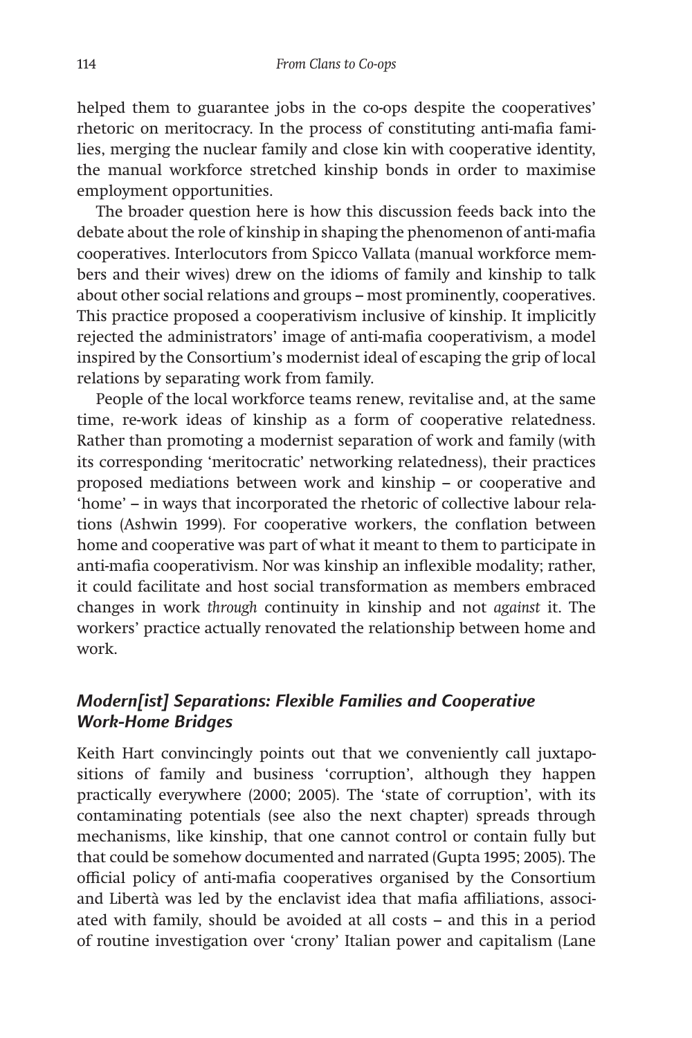helped them to guarantee jobs in the co-ops despite the cooperatives' rhetoric on meritocracy. In the process of constituting anti-mafia families, merging the nuclear family and close kin with cooperative identity, the manual workforce stretched kinship bonds in order to maximise employment opportunities.

The broader question here is how this discussion feeds back into the debate about the role of kinship in shaping the phenomenon of anti-mafia cooperatives. Interlocutors from Spicco Vallata (manual workforce members and their wives) drew on the idioms of family and kinship to talk about other social relations and groups – most prominently, cooperatives. This practice proposed a cooperativism inclusive of kinship. It implicitly rejected the administrators' image of anti-mafia cooperativism, a model inspired by the Consortium's modernist ideal of escaping the grip of local relations by separating work from family.

People of the local workforce teams renew, revitalise and, at the same time, re-work ideas of kinship as a form of cooperative relatedness. Rather than promoting a modernist separation of work and family (with its corresponding 'meritocratic' networking relatedness), their practices proposed mediations between work and kinship – or cooperative and 'home' – in ways that incorporated the rhetoric of collective labour relations (Ashwin 1999). For cooperative workers, the conflation between home and cooperative was part of what it meant to them to participate in anti-mafia cooperativism. Nor was kinship an inflexible modality; rather, it could facilitate and host social transformation as members embraced changes in work *through* continuity in kinship and not *against* it. The workers' practice actually renovated the relationship between home and work.

## Modern[ist] Separations: Flexible Families and Cooperative Work-Home Bridges

Keith Hart convincingly points out that we conveniently call juxtapositions of family and business 'corruption', although they happen practically everywhere (2000; 2005). The 'state of corruption', with its contaminating potentials (see also the next chapter) spreads through mechanisms, like kinship, that one cannot control or contain fully but that could be somehow documented and narrated (Gupta 1995; 2005). The official policy of anti-mafia cooperatives organised by the Consortium and Libertà was led by the enclavist idea that mafia affiliations, associated with family, should be avoided at all costs – and this in a period of routine investigation over 'crony' Italian power and capitalism (Lane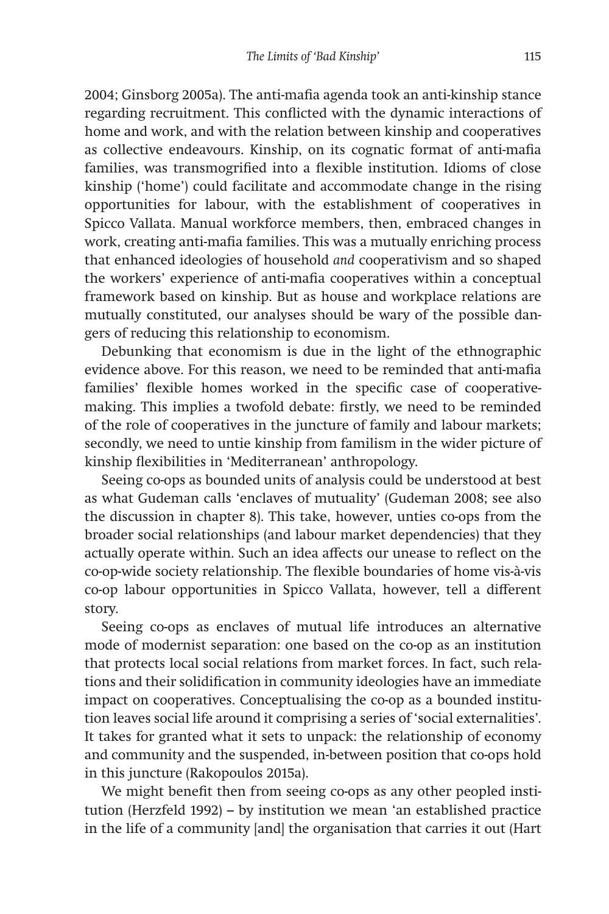2004; Ginsborg 2005a). The anti-mafia agenda took an anti-kinship stance regarding recruitment. This conflicted with the dynamic interactions of home and work, and with the relation between kinship and cooperatives as collective endeavours. Kinship, on its cognatic format of anti-mafia families, was transmogrified into a flexible institution. Idioms of close kinship ('home') could facilitate and accommodate change in the rising opportunities for labour, with the establishment of cooperatives in Spicco Vallata. Manual workforce members, then, embraced changes in work, creating anti-mafia families. This was a mutually enriching process that enhanced ideologies of household *and* cooperativism and so shaped the workers' experience of anti-mafia cooperatives within a conceptual framework based on kinship. But as house and workplace relations are mutually constituted, our analyses should be wary of the possible dangers of reducing this relationship to economism.

Debunking that economism is due in the light of the ethnographic evidence above. For this reason, we need to be reminded that anti-mafia families' flexible homes worked in the specific case of cooperative-making. This implies a twofold debate: firstly, we need to be reminded of the role of cooperatives in the juncture of family and labour markets; secondly, we need to untie kinship from familism in the wider picture of kinship flexibilities in 'Mediterranean' anthropology.

Seeing co-ops as bounded units of analysis could be understood at best as what Gudeman calls 'enclaves of mutuality' (Gudeman 2008; see also the discussion in chapter 8). This take, however, unties co-ops from the broader social relationships (and labour market dependencies) that they actually operate within. Such an idea affects our unease to reflect on the co-op-wide society relationship. The flexible boundaries of home vis-à-vis co-op labour opportunities in Spicco Vallata, however, tell a different story.

Seeing co-ops as enclaves of mutual life introduces an alternative mode of modernist separation: one based on the co-op as an institution that protects local social relations from market forces. In fact, such relations and their solidification in community ideologies have an immediate impact on cooperatives. Conceptualising the co-op as a bounded institution leaves social life around it comprising a series of 'social externalities'. It takes for granted what it sets to unpack: the relationship of economy and community and the suspended, in-between position that co-ops hold in this juncture (Rakopoulos 2015a).

We might benefit then from seeing co-ops as any other peopled institution (Herzfeld 1992) – by institution we mean 'an established practice in the life of a community [and] the organisation that carries it out (Hart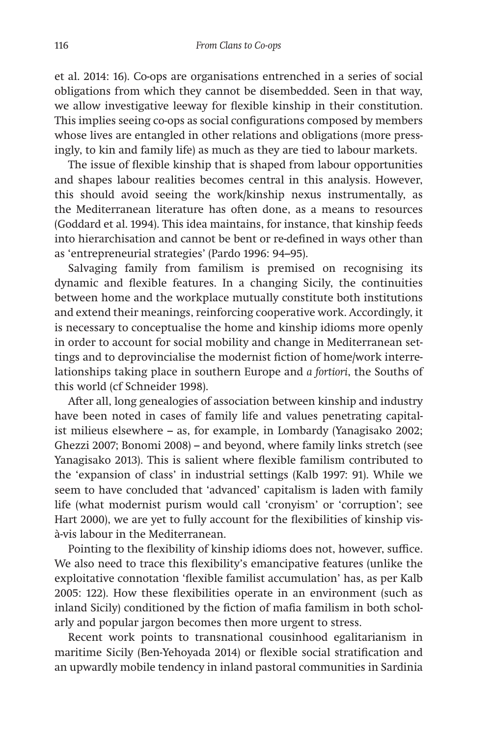et al. 2014: 16). Co-ops are organisations entrenched in a series of social obligations from which they cannot be disembedded. Seen in that way, we allow investigative leeway for flexible kinship in their constitution. This implies seeing co-ops as social configurations composed by members whose lives are entangled in other relations and obligations (more pressingly, to kin and family life) as much as they are tied to labour markets.

The issue of flexible kinship that is shaped from labour opportunities and shapes labour realities becomes central in this analysis. However, this should avoid seeing the work/kinship nexus instrumentally, as the Mediterranean literature has often done, as a means to resources (Goddard et al. 1994). This idea maintains, for instance, that kinship feeds into hierarchisation and cannot be bent or re-defined in ways other than as 'entrepreneurial strategies' (Pardo 1996: 94–95).

Salvaging family from familism is premised on recognising its dynamic and flexible features. In a changing Sicily, the continuities between home and the workplace mutually constitute both institutions and extend their meanings, reinforcing cooperative work. Accordingly, it is necessary to conceptualise the home and kinship idioms more openly in order to account for social mobility and change in Mediterranean settings and to deprovincialise the modernist fiction of home/work interrelationships taking place in southern Europe and *a fortiori*, the Souths of this world (cf Schneider 1998).

After all, long genealogies of association between kinship and industry have been noted in cases of family life and values penetrating capitalist milieus elsewhere – as, for example, in Lombardy (Yanagisako 2002; Ghezzi 2007; Bonomi 2008) – and beyond, where family links stretch (see Yanagisako 2013). This is salient where flexible familism contributed to the 'expansion of class' in industrial settings (Kalb 1997: 91). While we seem to have concluded that 'advanced' capitalism is laden with family life (what modernist purism would call 'cronyism' or 'corruption'; see Hart 2000), we are yet to fully account for the flexibilities of kinship vis-à-vis labour in the Mediterranean.

Pointing to the flexibility of kinship idioms does not, however, suffice. We also need to trace this flexibility's emancipative features (unlike the exploitative connotation 'flexible familist accumulation' has, as per Kalb 2005: 122). How these flexibilities operate in an environment (such as inland Sicily) conditioned by the fiction of mafia familism in both scholarly and popular jargon becomes then more urgent to stress.

Recent work points to transnational cousinhood egalitarianism in maritime Sicily (Ben-Yehoyada 2014) or flexible social stratification and an upwardly mobile tendency in inland pastoral communities in Sardinia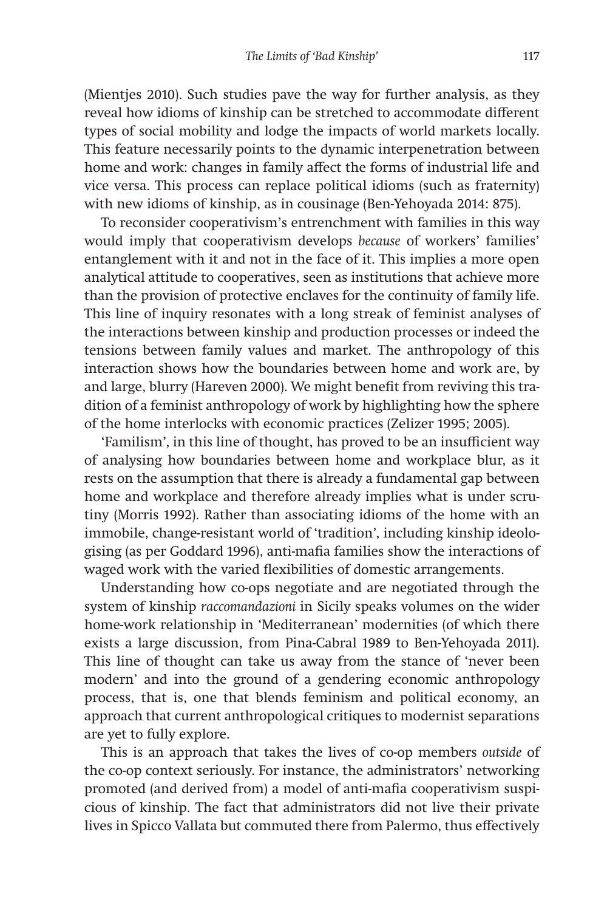(Mientjes 2010). Such studies pave the way for further analysis, as they reveal how idioms of kinship can be stretched to accommodate different types of social mobility and lodge the impacts of world markets locally. This feature necessarily points to the dynamic interpenetration between home and work: changes in family affect the forms of industrial life and vice versa. This process can replace political idioms (such as fraternity) with new idioms of kinship, as in cousinage (Ben-Yehoyada 2014: 875).

To reconsider cooperativism's entrenchment with families in this way would imply that cooperativism develops *because* of workers' families' entanglement with it and not in the face of it. This implies a more open analytical attitude to cooperatives, seen as institutions that achieve more than the provision of protective enclaves for the continuity of family life. This line of inquiry resonates with a long streak of feminist analyses of the interactions between kinship and production processes or indeed the tensions between family values and market. The anthropology of this interaction shows how the boundaries between home and work are, by and large, blurry (Hareven 2000). We might benefit from reviving this tradition of a feminist anthropology of work by highlighting how the sphere of the home interlocks with economic practices (Zelizer 1995; 2005).

'Familism', in this line of thought, has proved to be an insufficient way of analysing how boundaries between home and workplace blur, as it rests on the assumption that there is already a fundamental gap between home and workplace and therefore already implies what is under scrutiny (Morris 1992). Rather than associating idioms of the home with an immobile, change-resistant world of 'tradition', including kinship ideologising (as per Goddard 1996), anti-mafia families show the interactions of waged work with the varied flexibilities of domestic arrangements.

Understanding how co-ops negotiate and are negotiated through the system of kinship *raccomandazioni* in Sicily speaks volumes on the wider home-work relationship in 'Mediterranean' modernities (of which there exists a large discussion, from Pina-Cabral 1989 to Ben-Yehoyada 2011). This line of thought can take us away from the stance of 'never been modern' and into the ground of a gendering economic anthropology process, that is, one that blends feminism and political economy, an approach that current anthropological critiques to modernist separations are yet to fully explore.

This is an approach that takes the lives of co-op members *outside* of the co-op context seriously. For instance, the administrators' networking promoted (and derived from) a model of anti-mafia cooperativism suspicious of kinship. The fact that administrators did not live their private lives in Spicco Vallata but commuted there from Palermo, thus effectively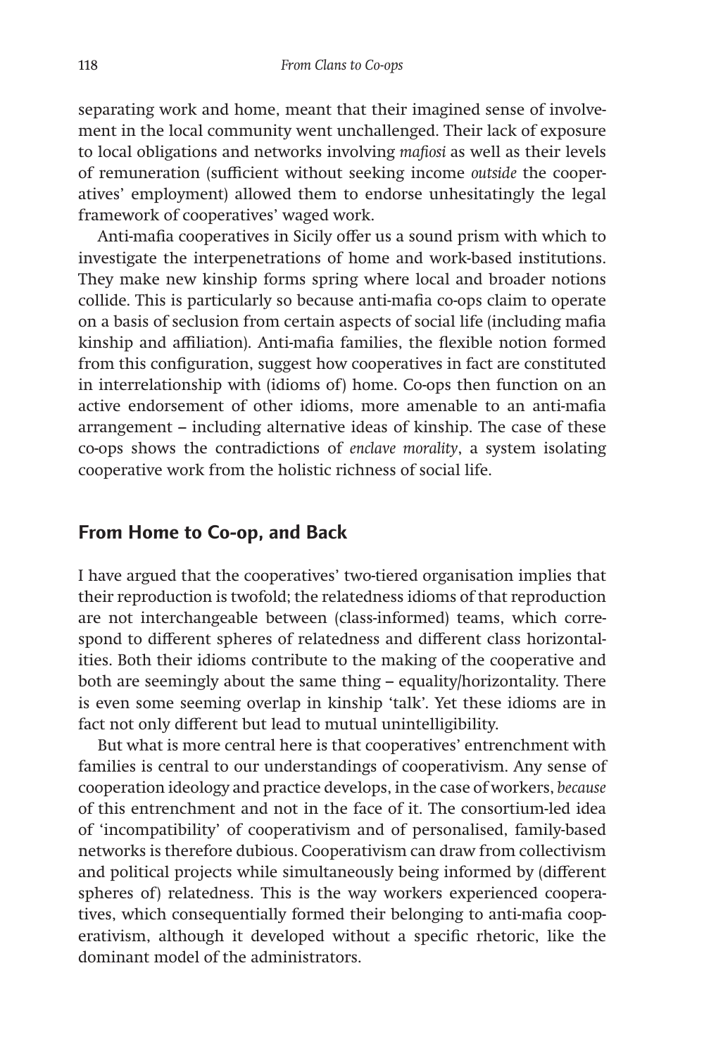separating work and home, meant that their imagined sense of involvement in the local community went unchallenged. Their lack of exposure to local obligations and networks involving *mafiosi* as well as their levels of remuneration (sufficient without seeking income *outside* the cooperatives' employment) allowed them to endorse unhesitatingly the legal framework of cooperatives' waged work.

Anti-mafia cooperatives in Sicily offer us a sound prism with which to investigate the interpenetrations of home and work-based institutions. They make new kinship forms spring where local and broader notions collide. This is particularly so because anti-mafia co-ops claim to operate on a basis of seclusion from certain aspects of social life (including mafia kinship and affiliation). Anti-mafia families, the flexible notion formed from this configuration, suggest how cooperatives in fact are constituted in interrelationship with (idioms of) home. Co-ops then function on an active endorsement of other idioms, more amenable to an anti-mafia arrangement – including alternative ideas of kinship. The case of these co-ops shows the contradictions of *enclave morality*, a system isolating cooperative work from the holistic richness of social life.

## From Home to Co-op, and Back

I have argued that the cooperatives' two-tiered organisation implies that their reproduction is twofold; the relatedness idioms of that reproduction are not interchangeable between (class-informed) teams, which correspond to different spheres of relatedness and different class horizontalities. Both their idioms contribute to the making of the cooperative and both are seemingly about the same thing – equality/horizontality. There is even some seeming overlap in kinship 'talk'. Yet these idioms are in fact not only different but lead to mutual unintelligibility.

But what is more central here is that cooperatives' entrenchment with families is central to our understandings of cooperativism. Any sense of cooperation ideology and practice develops, in the case of workers, *because* of this entrenchment and not in the face of it. The consortium-led idea of 'incompatibility' of cooperativism and of personalised, family-based networks is therefore dubious. Cooperativism can draw from collectivism and political projects while simultaneously being informed by (different spheres of) relatedness. This is the way workers experienced cooperatives, which consequentially formed their belonging to anti-mafia cooperativism, although it developed without a specific rhetoric, like the dominant model of the administrators.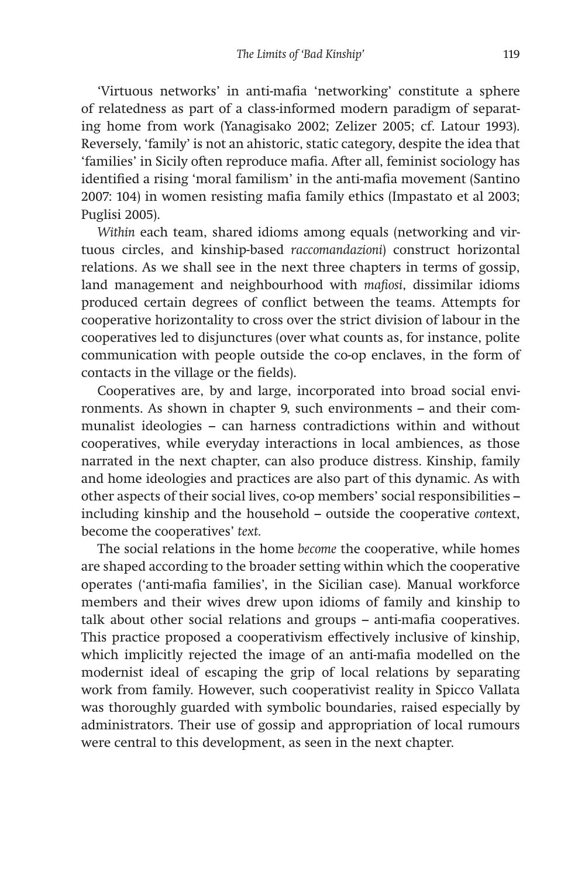'Virtuous networks' in anti-mafia 'networking' constitute a sphere of relatedness as part of a class-informed modern paradigm of separating home from work (Yanagisako 2002; Zelizer 2005; cf. Latour 1993). Reversely, 'family' is not an ahistoric, static category, despite the idea that 'families' in Sicily often reproduce mafia. After all, feminist sociology has identified a rising 'moral familism' in the anti-mafia movement (Santino 2007: 104) in women resisting mafia family ethics (Impastato et al 2003; Puglisi 2005).

*Within* each team, shared idioms among equals (networking and virtuous circles, and kinship-based *raccomandazioni*) construct horizontal relations. As we shall see in the next three chapters in terms of gossip, land management and neighbourhood with *mafiosi*, dissimilar idioms produced certain degrees of conflict between the teams. Attempts for cooperative horizontality to cross over the strict division of labour in the cooperatives led to disjunctures (over what counts as, for instance, polite communication with people outside the co-op enclaves, in the form of contacts in the village or the fields).

Cooperatives are, by and large, incorporated into broad social environments. As shown in chapter 9, such environments – and their communalist ideologies – can harness contradictions within and without cooperatives, while everyday interactions in local ambiences, as those narrated in the next chapter, can also produce distress. Kinship, family and home ideologies and practices are also part of this dynamic. As with other aspects of their social lives, co-op members' social responsibilities – including kinship and the household – outside the cooperative *con*text, become the cooperatives' *text.*

The social relations in the home *become* the cooperative, while homes are shaped according to the broader setting within which the cooperative operates ('anti-mafia families', in the Sicilian case). Manual workforce members and their wives drew upon idioms of family and kinship to talk about other social relations and groups – anti-mafia cooperatives. This practice proposed a cooperativism effectively inclusive of kinship, which implicitly rejected the image of an anti-mafia modelled on the modernist ideal of escaping the grip of local relations by separating work from family. However, such cooperativist reality in Spicco Vallata was thoroughly guarded with symbolic boundaries, raised especially by administrators. Their use of gossip and appropriation of local rumours were central to this development, as seen in the next chapter.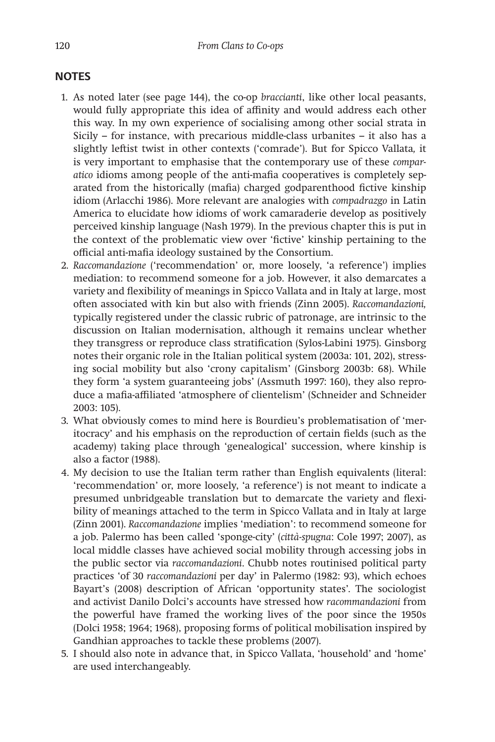## NOTES

1. As noted later (see page 144), the co-op *braccianti*, like other local peasants, would fully appropriate this idea of affinity and would address each other this way. In my own experience of socialising among other social strata in Sicily – for instance, with precarious middle-class urbanites – it also has a slightly leftist twist in other contexts ('comrade'). But for Spicco Vallata, it is very important to emphasise that the contemporary use of these *comparatico* idioms among people of the anti-mafia cooperatives is completely separated from the historically (mafia) charged godparenthood fictive kinship idiom (Arlacchi 1986). More relevant are analogies with *compadrazgo* in Latin America to elucidate how idioms of work camaraderie develop as positively perceived kinship language (Nash 1979). In the previous chapter this is put in the context of the problematic view over 'fictive' kinship pertaining to the official anti-mafia ideology sustained by the Consortium.
2. *Raccomandazione* ('recommendation' or, more loosely, 'a reference') implies mediation: to recommend someone for a job. However, it also demarcates a variety and flexibility of meanings in Spicco Vallata and in Italy at large, most often associated with kin but also with friends (Zinn 2005). *Raccomandazioni,* typically registered under the classic rubric of patronage, are intrinsic to the discussion on Italian modernisation, although it remains unclear whether they transgress or reproduce class stratification (Sylos-Labini 1975). Ginsborg notes their organic role in the Italian political system (2003a: 101, 202), stressing social mobility but also 'crony capitalism' (Ginsborg 2003b: 68). While they form 'a system guaranteeing jobs' (Assmuth 1997: 160), they also reproduce a mafia-affiliated 'atmosphere of clientelism' (Schneider and Schneider 2003: 105).
3. What obviously comes to mind here is Bourdieu's problematisation of 'meritocracy' and his emphasis on the reproduction of certain fields (such as the academy) taking place through 'genealogical' succession, where kinship is also a factor (1988).
4. My decision to use the Italian term rather than English equivalents (literal: 'recommendation' or, more loosely, 'a reference') is not meant to indicate a presumed unbridgeable translation but to demarcate the variety and flexibility of meanings attached to the term in Spicco Vallata and in Italy at large (Zinn 2001). *Raccomandazione* implies 'mediation': to recommend someone for a job. Palermo has been called 'sponge-city' (*città-spugna*: Cole 1997; 2007), as local middle classes have achieved social mobility through accessing jobs in the public sector via *raccomandazioni*. Chubb notes routinised political party practices 'of 30 *raccomandazioni* per day' in Palermo (1982: 93), which echoes Bayart's (2008) description of African 'opportunity states'. The sociologist and activist Danilo Dolci's accounts have stressed how *racommandazioni* from the powerful have framed the working lives of the poor since the 1950s (Dolci 1958; 1964; 1968), proposing forms of political mobilisation inspired by Gandhian approaches to tackle these problems (2007).
5. I should also note in advance that, in Spicco Vallata, 'household' and 'home' are used interchangeably.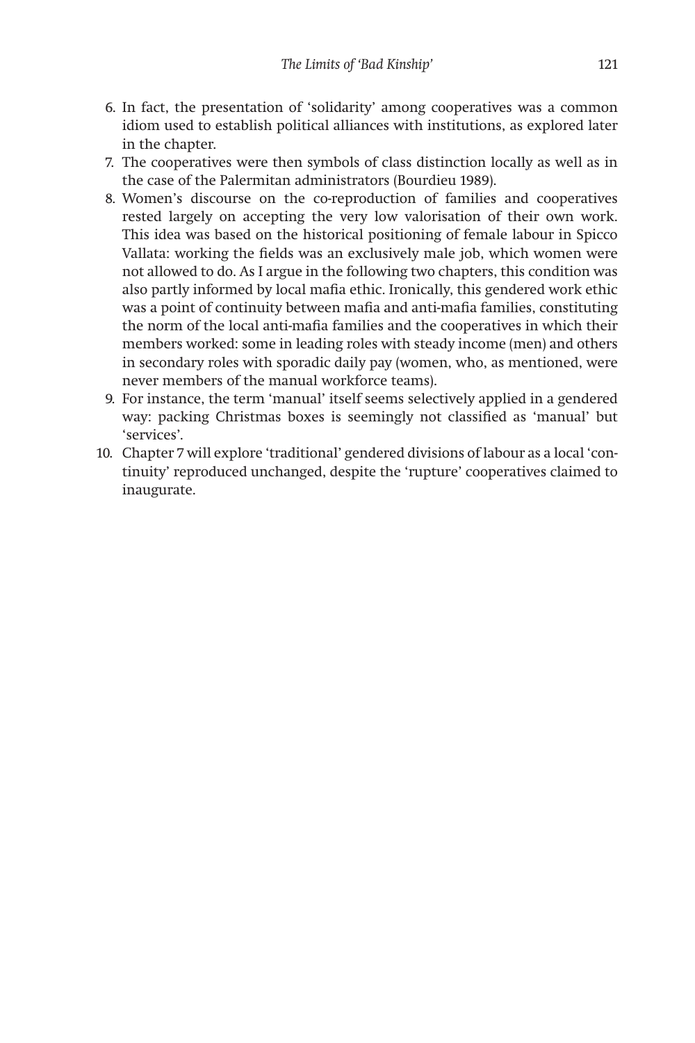6. In fact, the presentation of 'solidarity' among cooperatives was a common idiom used to establish political alliances with institutions, as explored later in the chapter.
7. The cooperatives were then symbols of class distinction locally as well as in the case of the Palermitan administrators (Bourdieu 1989).
8. Women's discourse on the co-reproduction of families and cooperatives rested largely on accepting the very low valorisation of their own work. This idea was based on the historical positioning of female labour in Spicco Vallata: working the fields was an exclusively male job, which women were not allowed to do. As I argue in the following two chapters, this condition was also partly informed by local mafia ethic. Ironically, this gendered work ethic was a point of continuity between mafia and anti-mafia families, constituting the norm of the local anti-mafia families and the cooperatives in which their members worked: some in leading roles with steady income (men) and others in secondary roles with sporadic daily pay (women, who, as mentioned, were never members of the manual workforce teams).
9. For instance, the term 'manual' itself seems selectively applied in a gendered way: packing Christmas boxes is seemingly not classified as 'manual' but 'services'.
10. Chapter 7 will explore 'traditional' gendered divisions of labour as a local 'continuity' reproduced unchanged, despite the 'rupture' cooperatives claimed to inaugurate.